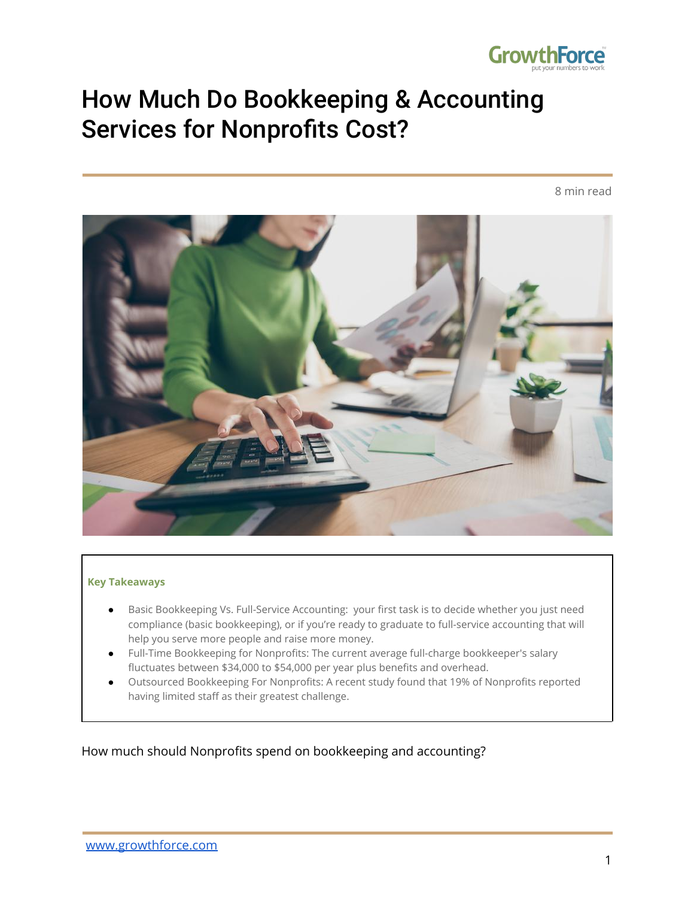# How Much Do Bookkeeping & Accounting Services for Nonprofits Cost?

8 min read

**Key Takeaways**

- Basic Bookkeeping Vs. Full-Service Accounting: your first task is to decide whether you just need compliance (basic bookkeeping), or if you're ready to graduate to full-service accounting that will help you serve more people and raise more money.
- Full-Time Bookkeeping for Nonprofits: The current average full-charge bookkeeper's salary fluctuates between $34,000 to $54,000 per year plus benefits and overhead.
- Outsourced Bookkeeping For Nonprofits: A recent study found that 19% of Nonprofits reported having limited staff as their greatest challenge.

How much should Nonprofits spend on bookkeeping and accounting?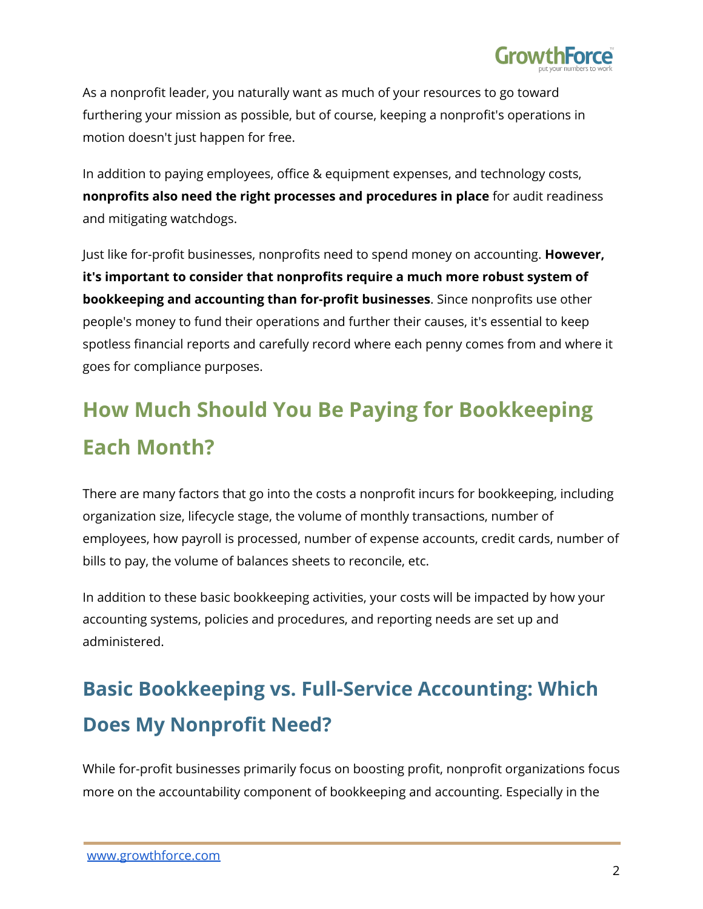As a nonprofit leader, you naturally want as much of your resources to go toward furthering your mission as possible, but of course, keeping a nonprofit's operations in motion doesn't just happen for free.

In addition to paying employees, office & equipment expenses, and technology costs, **nonprofits also need the right processes and procedures in place** for audit readiness and mitigating watchdogs.

Just like for-profit businesses, nonprofits need to spend money on accounting. **However, it's important to consider that nonprofits require a much more robust system of bookkeeping and accounting than for-profit businesses**. Since nonprofits use other people's money to fund their operations and further their causes, it's essential to keep spotless financial reports and carefully record where each penny comes from and where it goes for compliance purposes.

## How Much Should You Be Paying for Bookkeeping Each Month?

There are many factors that go into the costs a nonprofit incurs for bookkeeping, including organization size, lifecycle stage, the volume of monthly transactions, number of employees, how payroll is processed, number of expense accounts, credit cards, number of bills to pay, the volume of balances sheets to reconcile, etc.

In addition to these basic bookkeeping activities, your costs will be impacted by how your accounting systems, policies and procedures, and reporting needs are set up and administered.

## Basic Bookkeeping vs. Full-Service Accounting: Which Does My Nonprofit Need?

While for-profit businesses primarily focus on boosting profit, nonprofit organizations focus more on the accountability component of bookkeeping and accounting. Especially in the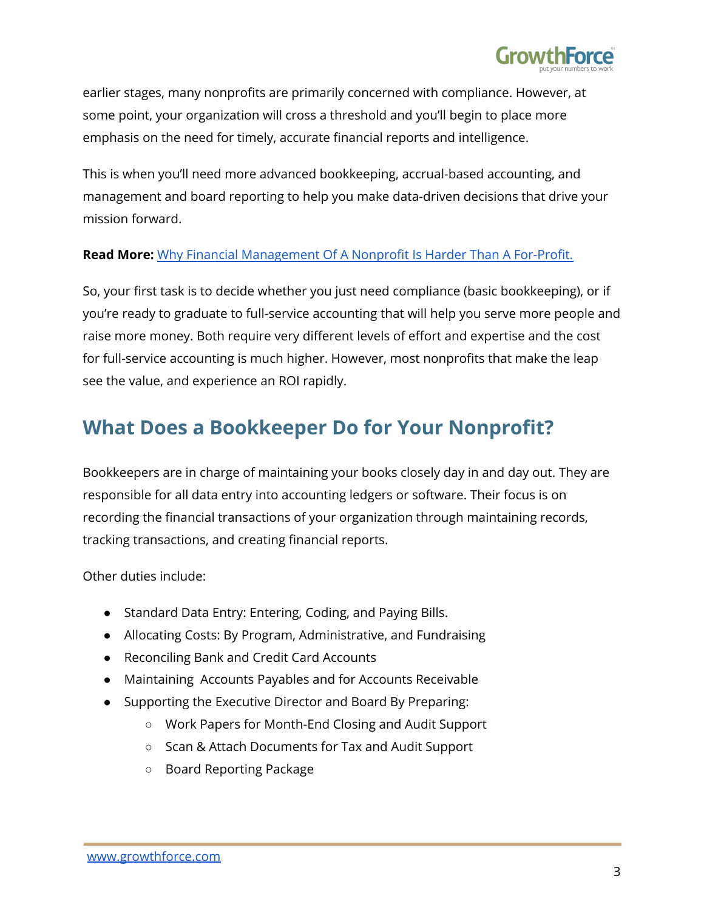earlier stages, many nonprofits are primarily concerned with compliance. However, at some point, your organization will cross a threshold and you'll begin to place more emphasis on the need for timely, accurate financial reports and intelligence.

This is when you'll need more advanced bookkeeping, accrual-based accounting, and management and board reporting to help you make data-driven decisions that drive your mission forward.

**Read More:** Why Financial Management Of A Nonprofit Is Harder Than A For-Profit.

So, your first task is to decide whether you just need compliance (basic bookkeeping), or if you're ready to graduate to full-service accounting that will help you serve more people and raise more money. Both require very different levels of effort and expertise and the cost for full-service accounting is much higher. However, most nonprofits that make the leap see the value, and experience an ROI rapidly.

## What Does a Bookkeeper Do for Your Nonprofit?

Bookkeepers are in charge of maintaining your books closely day in and day out. They are responsible for all data entry into accounting ledgers or software. Their focus is on recording the financial transactions of your organization through maintaining records, tracking transactions, and creating financial reports.

Other duties include:

- Standard Data Entry: Entering, Coding, and Paying Bills.
- Allocating Costs: By Program, Administrative, and Fundraising
- Reconciling Bank and Credit Card Accounts
- Maintaining Accounts Payables and for Accounts Receivable
- Supporting the Executive Director and Board By Preparing:
  - Work Papers for Month-End Closing and Audit Support
  - Scan & Attach Documents for Tax and Audit Support
  - Board Reporting Package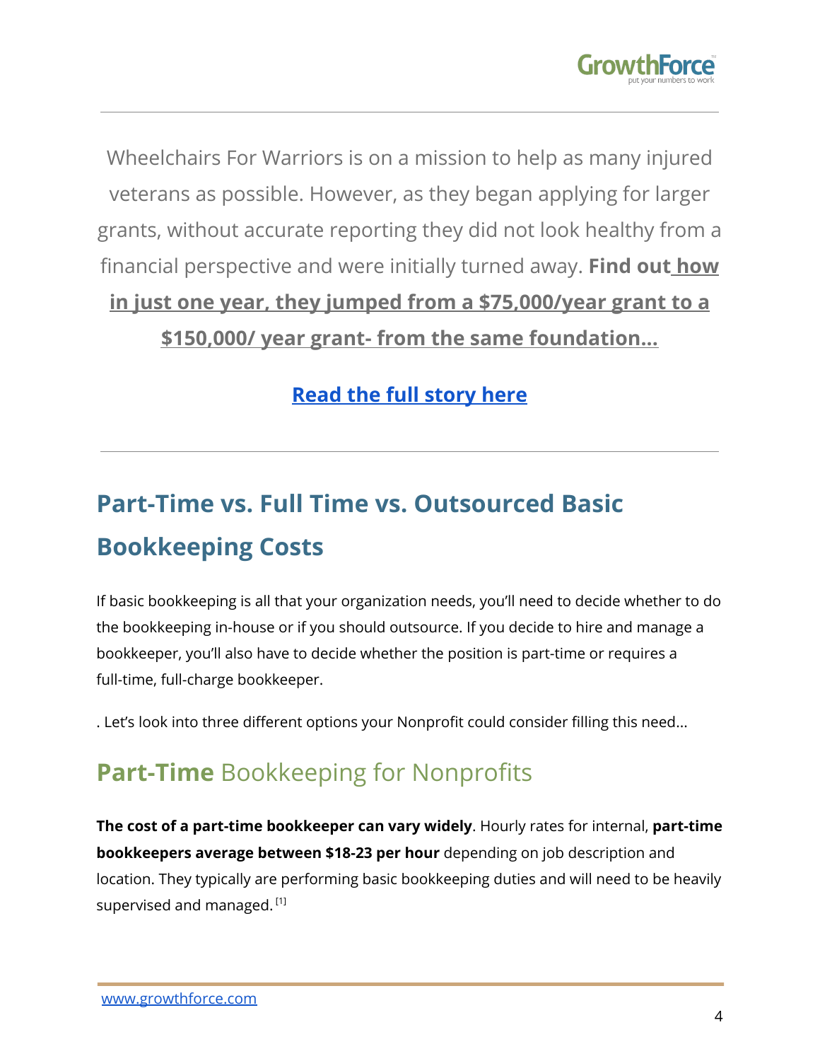Wheelchairs For Warriors is on a mission to help as many injured veterans as possible. However, as they began applying for larger grants, without accurate reporting they did not look healthy from a financial perspective and were initially turned away. **Find out how in just one year, they jumped from a $75,000/year grant to a $150,000/ year grant- from the same foundation...**

**Read the full story here**

---

## Part-Time vs. Full Time vs. Outsourced Basic Bookkeeping Costs

If basic bookkeeping is all that your organization needs, you'll need to decide whether to do the bookkeeping in-house or if you should outsource. If you decide to hire and manage a bookkeeper, you'll also have to decide whether the position is part-time or requires a full-time, full-charge bookkeeper.

. Let's look into three different options your Nonprofit could consider filling this need...

### **Part-Time** Bookkeeping for Nonprofits

**The cost of a part-time bookkeeper can vary widely**. Hourly rates for internal, **part-time bookkeepers average between $18-23 per hour** depending on job description and location. They typically are performing basic bookkeeping duties and will need to be heavily supervised and managed. [1]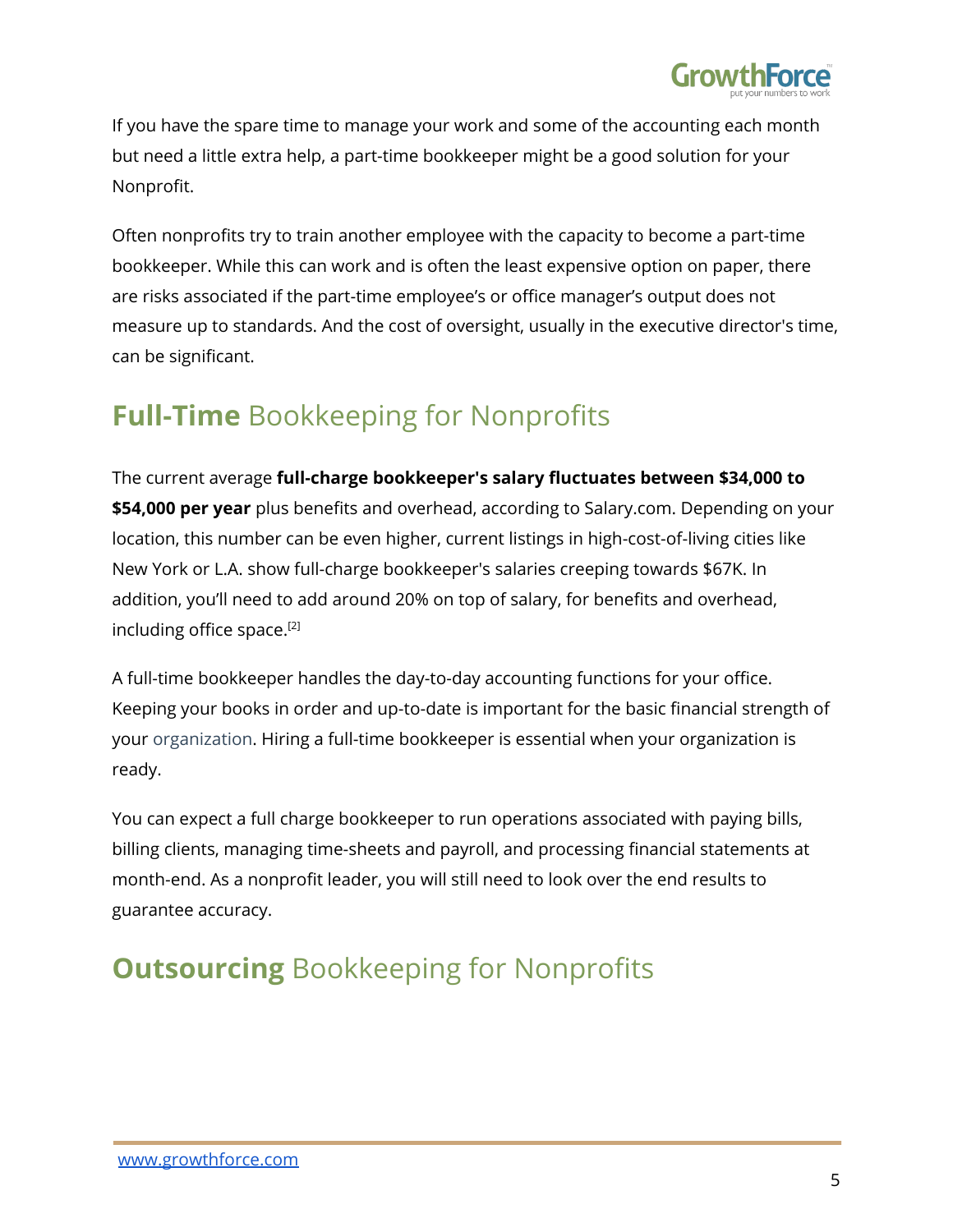If you have the spare time to manage your work and some of the accounting each month but need a little extra help, a part-time bookkeeper might be a good solution for your Nonprofit.

Often nonprofits try to train another employee with the capacity to become a part-time bookkeeper. While this can work and is often the least expensive option on paper, there are risks associated if the part-time employee's or office manager's output does not measure up to standards. And the cost of oversight, usually in the executive director's time, can be significant.

## **Full-Time** Bookkeeping for Nonprofits

The current average **full-charge bookkeeper's salary fluctuates between $34,000 to $54,000 per year** plus benefits and overhead, according to Salary.com. Depending on your location, this number can be even higher, current listings in high-cost-of-living cities like New York or L.A. show full-charge bookkeeper's salaries creeping towards $67K. In addition, you'll need to add around 20% on top of salary, for benefits and overhead, including office space.[2]

A full-time bookkeeper handles the day-to-day accounting functions for your office. Keeping your books in order and up-to-date is important for the basic financial strength of your organization. Hiring a full-time bookkeeper is essential when your organization is ready.

You can expect a full charge bookkeeper to run operations associated with paying bills, billing clients, managing time-sheets and payroll, and processing financial statements at month-end. As a nonprofit leader, you will still need to look over the end results to guarantee accuracy.

## **Outsourcing** Bookkeeping for Nonprofits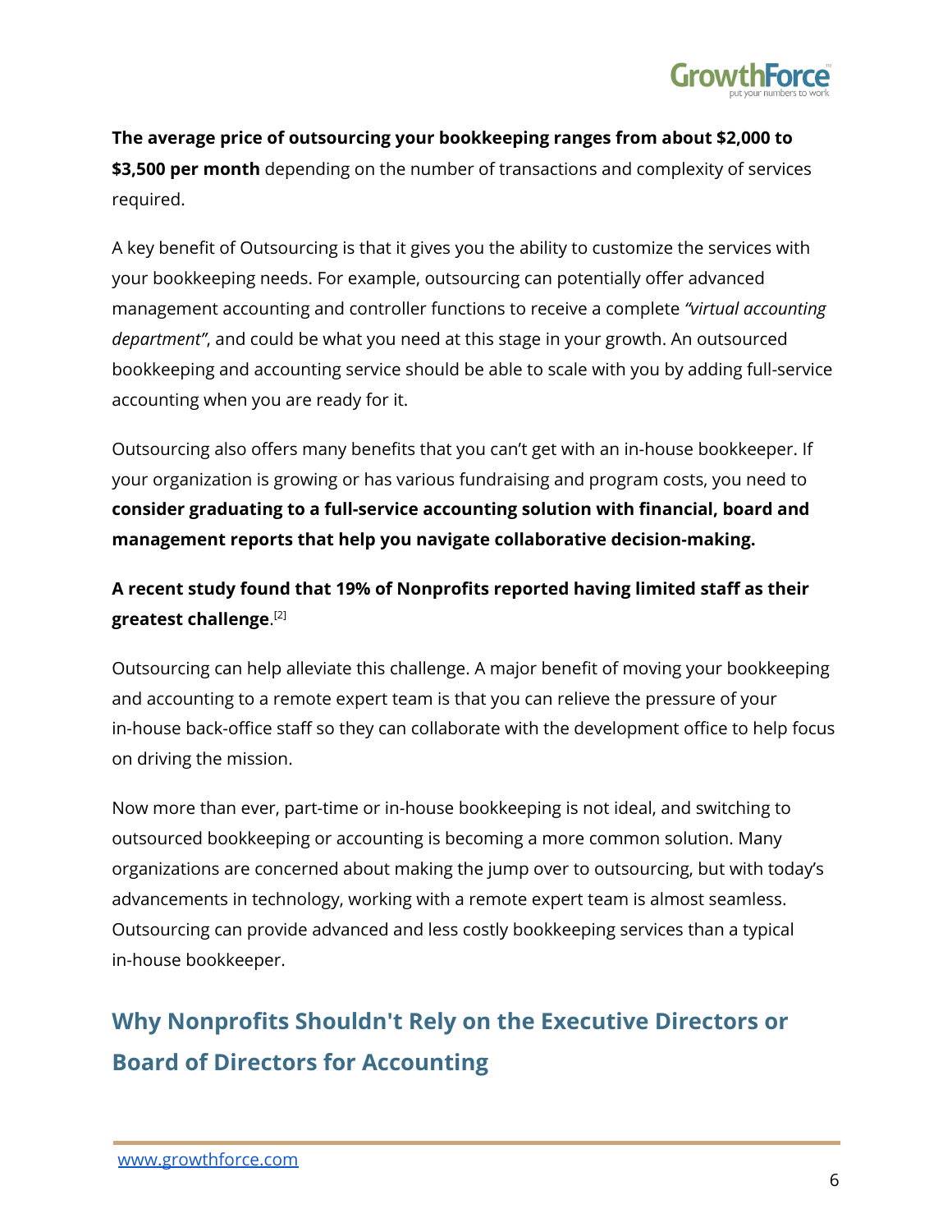**The average price of outsourcing your bookkeeping ranges from about $2,000 to $3,500 per month** depending on the number of transactions and complexity of services required.

A key benefit of Outsourcing is that it gives you the ability to customize the services with your bookkeeping needs. For example, outsourcing can potentially offer advanced management accounting and controller functions to receive a complete *"virtual accounting department"*, and could be what you need at this stage in your growth. An outsourced bookkeeping and accounting service should be able to scale with you by adding full-service accounting when you are ready for it.

Outsourcing also offers many benefits that you can't get with an in-house bookkeeper. If your organization is growing or has various fundraising and program costs, you need to **consider graduating to a full-service accounting solution with financial, board and management reports that help you navigate collaborative decision-making.**

**A recent study found that 19% of Nonprofits reported having limited staff as their greatest challenge**.[2]

Outsourcing can help alleviate this challenge. A major benefit of moving your bookkeeping and accounting to a remote expert team is that you can relieve the pressure of your in-house back-office staff so they can collaborate with the development office to help focus on driving the mission.

Now more than ever, part-time or in-house bookkeeping is not ideal, and switching to outsourced bookkeeping or accounting is becoming a more common solution. Many organizations are concerned about making the jump over to outsourcing, but with today's advancements in technology, working with a remote expert team is almost seamless. Outsourcing can provide advanced and less costly bookkeeping services than a typical in-house bookkeeper.

## Why Nonprofits Shouldn't Rely on the Executive Directors or Board of Directors for Accounting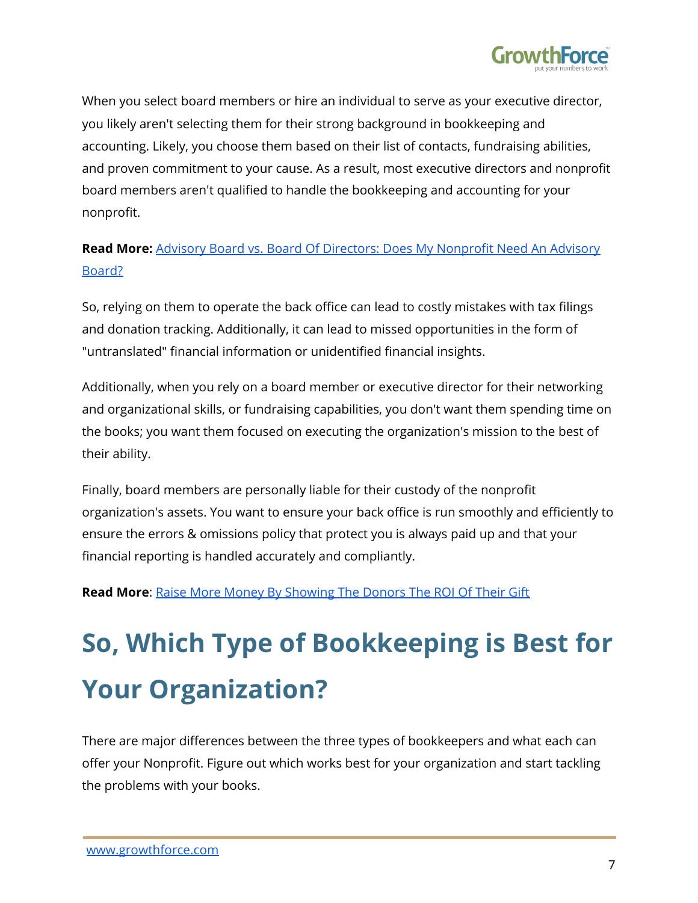When you select board members or hire an individual to serve as your executive director, you likely aren't selecting them for their strong background in bookkeeping and accounting. Likely, you choose them based on their list of contacts, fundraising abilities, and proven commitment to your cause. As a result, most executive directors and nonprofit board members aren't qualified to handle the bookkeeping and accounting for your nonprofit.

**Read More:** Advisory Board vs. Board Of Directors: Does My Nonprofit Need An Advisory Board?

So, relying on them to operate the back office can lead to costly mistakes with tax filings and donation tracking. Additionally, it can lead to missed opportunities in the form of "untranslated" financial information or unidentified financial insights.

Additionally, when you rely on a board member or executive director for their networking and organizational skills, or fundraising capabilities, you don't want them spending time on the books; you want them focused on executing the organization's mission to the best of their ability.

Finally, board members are personally liable for their custody of the nonprofit organization's assets. You want to ensure your back office is run smoothly and efficiently to ensure the errors & omissions policy that protect you is always paid up and that your financial reporting is handled accurately and compliantly.

**Read More**: Raise More Money By Showing The Donors The ROI Of Their Gift

# So, Which Type of Bookkeeping is Best for Your Organization?

There are major differences between the three types of bookkeepers and what each can offer your Nonprofit. Figure out which works best for your organization and start tackling the problems with your books.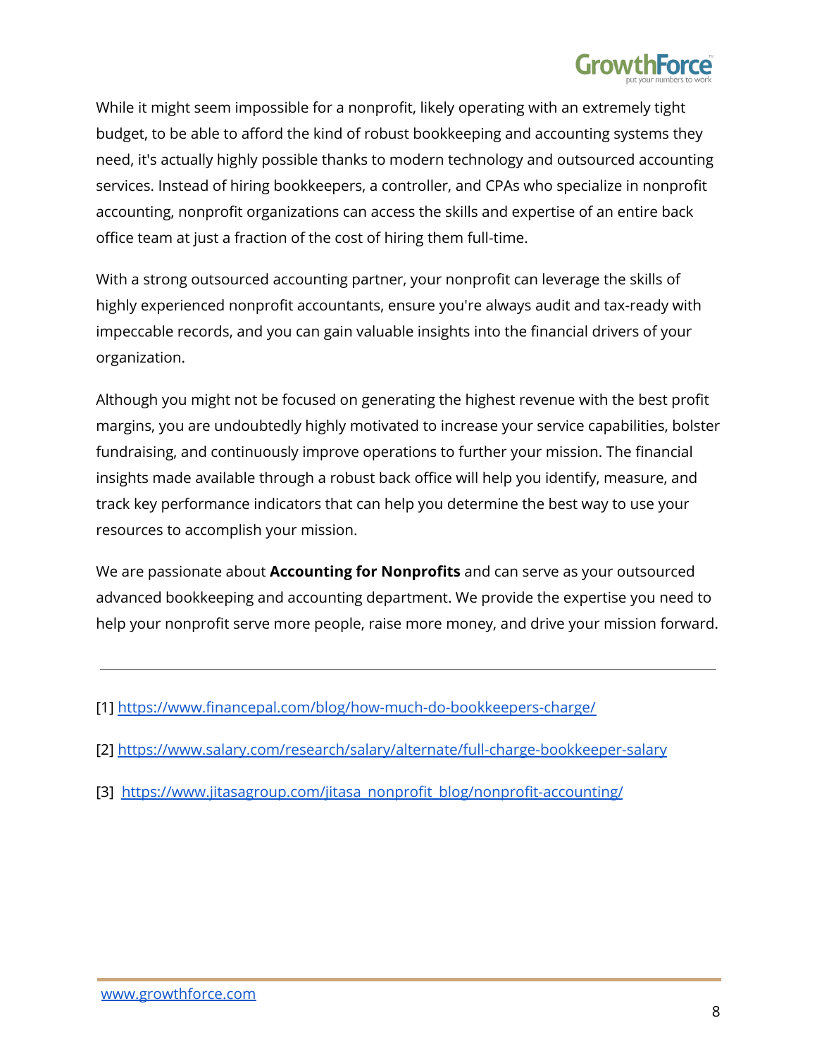While it might seem impossible for a nonprofit, likely operating with an extremely tight budget, to be able to afford the kind of robust bookkeeping and accounting systems they need, it's actually highly possible thanks to modern technology and outsourced accounting services. Instead of hiring bookkeepers, a controller, and CPAs who specialize in nonprofit accounting, nonprofit organizations can access the skills and expertise of an entire back office team at just a fraction of the cost of hiring them full-time.

With a strong outsourced accounting partner, your nonprofit can leverage the skills of highly experienced nonprofit accountants, ensure you're always audit and tax-ready with impeccable records, and you can gain valuable insights into the financial drivers of your organization.

Although you might not be focused on generating the highest revenue with the best profit margins, you are undoubtedly highly motivated to increase your service capabilities, bolster fundraising, and continuously improve operations to further your mission. The financial insights made available through a robust back office will help you identify, measure, and track key performance indicators that can help you determine the best way to use your resources to accomplish your mission.

We are passionate about **Accounting for Nonprofits** and can serve as your outsourced advanced bookkeeping and accounting department. We provide the expertise you need to help your nonprofit serve more people, raise more money, and drive your mission forward.

---

[1] https://www.financepal.com/blog/how-much-do-bookkeepers-charge/

[2] https://www.salary.com/research/salary/alternate/full-charge-bookkeeper-salary

[3] https://www.jitasagroup.com/jitasa_nonprofit_blog/nonprofit-accounting/